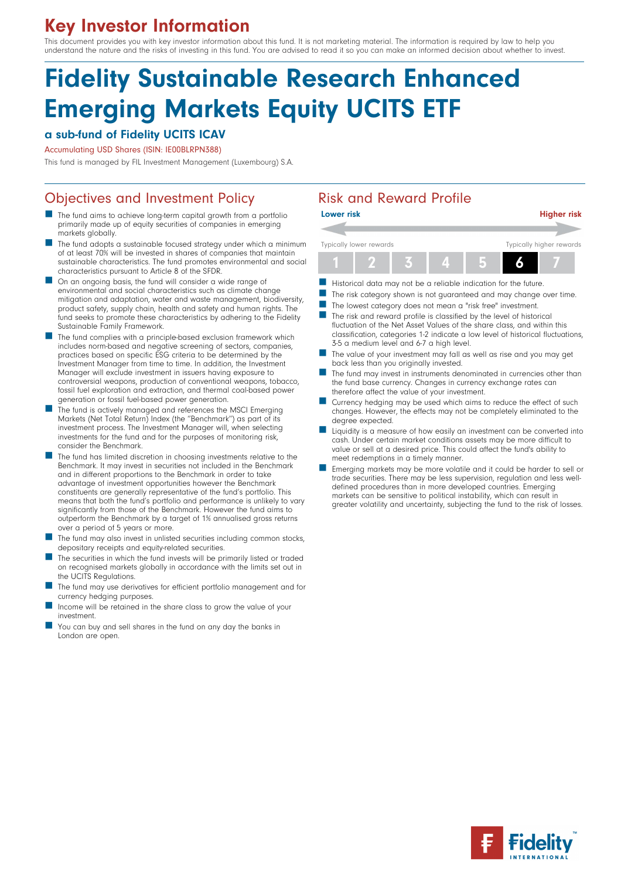# Key Investor Information

This document provides you with key investor information about this fund. It is not marketing material. The information is required by law to help you understand the nature and the risks of investing in this fund. You are advised to read it so you can make an informed decision about whether to invest.

# Fidelity Sustainable Research Enhanced Emerging Markets Equity UCITS ETF

### a sub-fund of Fidelity UCITS ICAV

Accumulating USD Shares (ISIN: IE00BLRPN388)

This fund is managed by FIL Investment Management (Luxembourg) S.A.

## Objectives and Investment Policy

- The fund aims to achieve long-term capital growth from a portfolio primarily made up of equity securities of companies in emerging markets globally.
- The fund adopts a sustainable focused strategy under which a minimum of at least 70% will be invested in shares of companies that maintain sustainable characteristics. The fund promotes environmental and social characteristics pursuant to Article 8 of the SFDR.
- On an ongoing basis, the fund will consider a wide range of environmental and social characteristics such as climate change mitigation and adaptation, water and waste management, biodiversity, product safety, supply chain, health and safety and human rights. The fund seeks to promote these characteristics by adhering to the Fidelity Sustainable Family Framework.
- The fund complies with a principle-based exclusion framework which includes norm-based and negative screening of sectors, companies, practices based on specific ESG criteria to be determined by the Investment Manager from time to time. In addition, the Investment Manager will exclude investment in issuers having exposure to controversial weapons, production of conventional weapons, tobacco, fossil fuel exploration and extraction, and thermal coal-based power generation or fossil fuel-based power generation.
- The fund is actively managed and references the MSCI Emerging Markets (Net Total Return) Index (the "Benchmark") as part of its investment process. The Investment Manager will, when selecting investments for the fund and for the purposes of monitoring risk, consider the Benchmark.
- The fund has limited discretion in choosing investments relative to the Benchmark. It may invest in securities not included in the Benchmark and in different proportions to the Benchmark in order to take advantage of investment opportunities however the Benchmark constituents are generally representative of the fund's portfolio. This means that both the fund's portfolio and performance is unlikely to vary significantly from those of the Benchmark. However the fund aims to outperform the Benchmark by a target of 1% annualised gross returns over a period of 5 years or more.
- The fund may also invest in unlisted securities including common stocks, depositary receipts and equity-related securities.
- The securities in which the fund invests will be primarily listed or traded on recognised markets globally in accordance with the limits set out in the UCITS Regulations.
- The fund may use derivatives for efficient portfolio management and for currency hedging purposes.
- Income will be retained in the share class to grow the value of your investment.
- You can buy and sell shares in the fund on any day the banks in London are open.

## Risk and Reward Profile

**Lower risk** — **Higher risk**

Typically lower rewards — Typically higher rewards

| 1 | 2 | 3 | 4 | 5 | **6** | 7 |
|---|---|---|---|---|---|---|

- Historical data may not be a reliable indication for the future.
- The risk category shown is not guaranteed and may change over time.
- The lowest category does not mean a "risk free" investment.
- The risk and reward profile is classified by the level of historical fluctuation of the Net Asset Values of the share class, and within this classification, categories 1-2 indicate a low level of historical fluctuations, 3-5 a medium level and 6-7 a high level.
- The value of your investment may fall as well as rise and you may get back less than you originally invested.
- The fund may invest in instruments denominated in currencies other than the fund base currency. Changes in currency exchange rates can therefore affect the value of your investment.
- Currency hedging may be used which aims to reduce the effect of such changes. However, the effects may not be completely eliminated to the degree expected.
- Liquidity is a measure of how easily an investment can be converted into cash. Under certain market conditions assets may be more difficult to value or sell at a desired price. This could affect the fund's ability to meet redemptions in a timely manner.
- Emerging markets may be more volatile and it could be harder to sell or trade securities. There may be less supervision, regulation and less well-defined procedures than in more developed countries. Emerging markets can be sensitive to political instability, which can result in greater volatility and uncertainty, subjecting the fund to the risk of losses.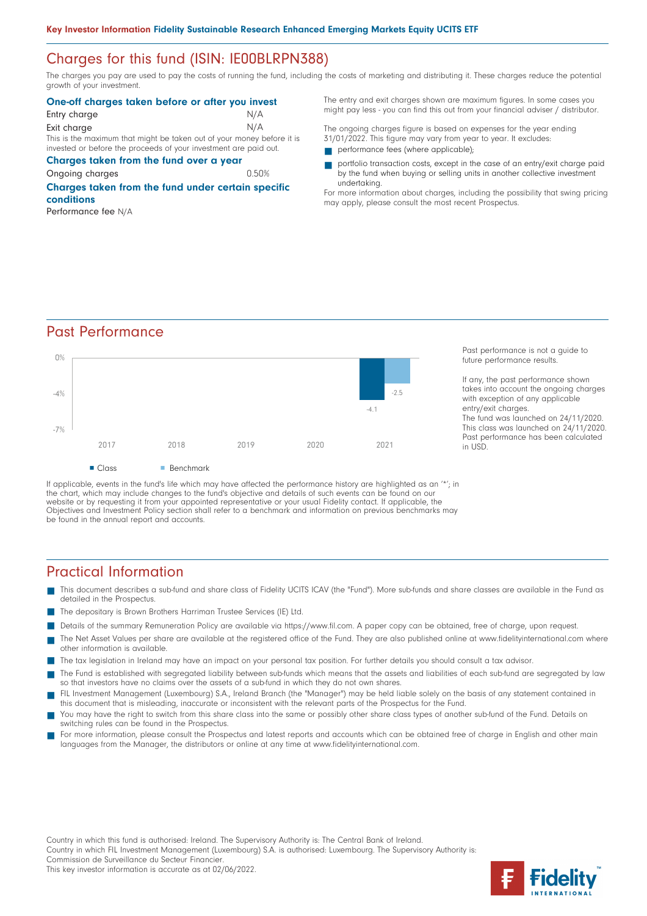## Charges for this fund (ISIN: IE00BLRPN388)

The charges you pay are used to pay the costs of running the fund, including the costs of marketing and distributing it. These charges reduce the potential growth of your investment.

**One-off charges taken before or after you invest**

| | |
|---|---|
| Entry charge | N/A |
| Exit charge | N/A |

This is the maximum that might be taken out of your money before it is invested or before the proceeds of your investment are paid out.

**Charges taken from the fund over a year**

| | |
|---|---|
| Ongoing charges | 0.50% |

**Charges taken from the fund under certain specific conditions**

Performance fee N/A

The entry and exit charges shown are maximum figures. In some cases you might pay less - you can find this out from your financial adviser / distributor.

The ongoing charges figure is based on expenses for the year ending 31/01/2022. This figure may vary from year to year. It excludes:

- performance fees (where applicable);
- portfolio transaction costs, except in the case of an entry/exit charge paid by the fund when buying or selling units in another collective investment undertaking.

For more information about charges, including the possibility that swing pricing may apply, please consult the most recent Prospectus.

## Past Performance

0%
-4%
-7%
2017
2018
2019
2020
2021
-4.1
-2.5
Class
Benchmark

Past performance is not a guide to future performance results.

If any, the past performance shown takes into account the ongoing charges with exception of any applicable entry/exit charges.
The fund was launched on 24/11/2020.
This class was launched on 24/11/2020.
Past performance has been calculated in USD.

If applicable, events in the fund's life which may have affected the performance history are highlighted as an '*' in the chart, which may include changes to the fund's objective and details of such events can be found on our website or by requesting it from your appointed representative or your usual Fidelity contact. If applicable, the Objectives and Investment Policy section shall refer to a benchmark and information on previous benchmarks may be found in the annual report and accounts.

## Practical Information

- This document describes a sub-fund and share class of Fidelity UCITS ICAV (the "Fund"). More sub-funds and share classes are available in the Fund as detailed in the Prospectus.
- The depositary is Brown Brothers Harriman Trustee Services (IE) Ltd.
- Details of the summary Remuneration Policy are available via https://www.fil.com. A paper copy can be obtained, free of charge, upon request.
- The Net Asset Values per share are available at the registered office of the Fund. They are also published online at www.fidelityinternational.com where other information is available.
- The tax legislation in Ireland may have an impact on your personal tax position. For further details you should consult a tax advisor.
- The Fund is established with segregated liability between sub-funds which means that the assets and liabilities of each sub-fund are segregated by law so that investors have no claims over the assets of a sub-fund in which they do not own shares.
- FIL Investment Management (Luxembourg) S.A., Ireland Branch (the "Manager") may be held liable solely on the basis of any statement contained in this document that is misleading, inaccurate or inconsistent with the relevant parts of the Prospectus for the Fund.
- You may have the right to switch from this share class into the same or possibly other share class types of another sub-fund of the Fund. Details on switching rules can be found in the Prospectus.
- For more information, please consult the Prospectus and latest reports and accounts which can be obtained free of charge in English and other main languages from the Manager, the distributors or online at any time at www.fidelityinternational.com.

Country in which this fund is authorised: Ireland. The Supervisory Authority is: The Central Bank of Ireland.
Country in which FIL Investment Management (Luxembourg) S.A. is authorised: Luxembourg. The Supervisory Authority is: Commission de Surveillance du Secteur Financier.
This key investor information is accurate as at 02/06/2022.